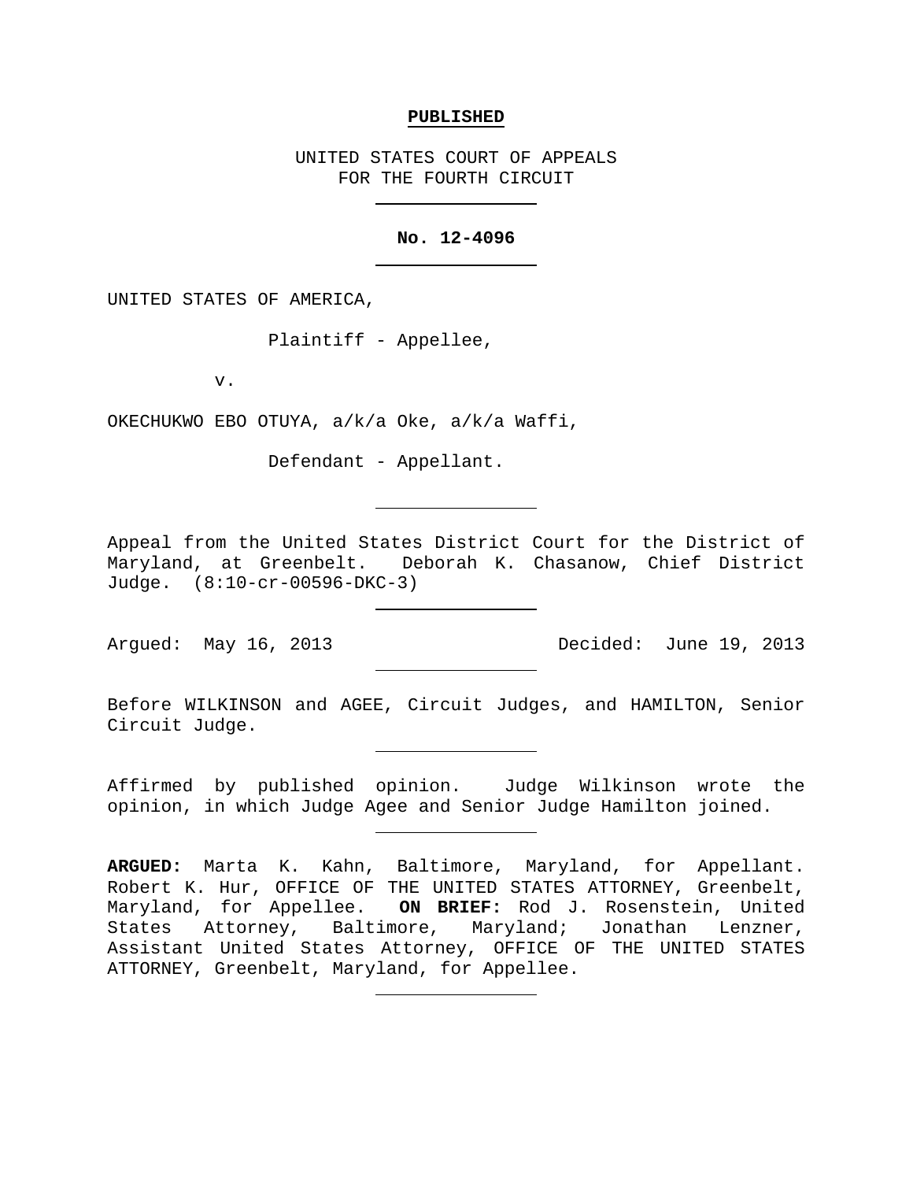**PUBLISHED**

UNITED STATES COURT OF APPEALS
FOR THE FOURTH CIRCUIT

---

**No. 12-4096**

---

UNITED STATES OF AMERICA,

Plaintiff - Appellee,

v.

OKECHUKWO EBO OTUYA, a/k/a Oke, a/k/a Waffi,

Defendant - Appellant.

---

Appeal from the United States District Court for the District of Maryland, at Greenbelt. Deborah K. Chasanow, Chief District Judge. (8:10-cr-00596-DKC-3)

---

Argued: May 16, 2013 Decided: June 19, 2013

---

Before WILKINSON and AGEE, Circuit Judges, and HAMILTON, Senior Circuit Judge.

---

Affirmed by published opinion. Judge Wilkinson wrote the opinion, in which Judge Agee and Senior Judge Hamilton joined.

---

**ARGUED:** Marta K. Kahn, Baltimore, Maryland, for Appellant. Robert K. Hur, OFFICE OF THE UNITED STATES ATTORNEY, Greenbelt, Maryland, for Appellee. **ON BRIEF:** Rod J. Rosenstein, United States Attorney, Baltimore, Maryland; Jonathan Lenzner, Assistant United States Attorney, OFFICE OF THE UNITED STATES ATTORNEY, Greenbelt, Maryland, for Appellee.

---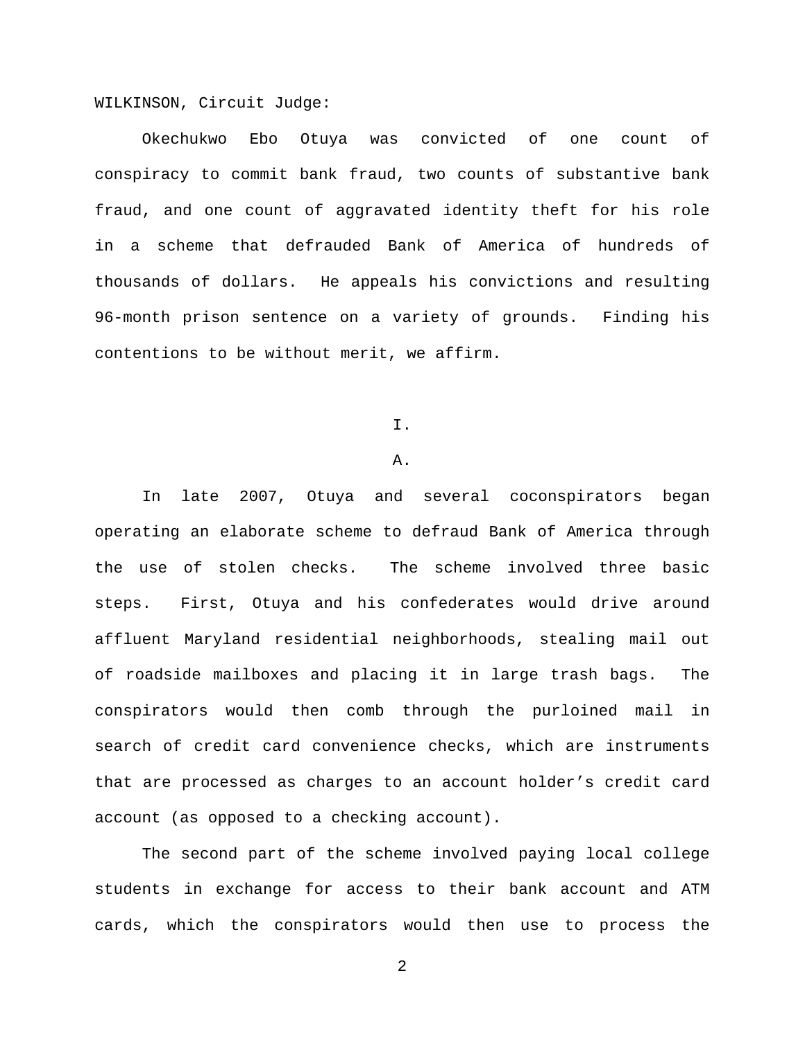WILKINSON, Circuit Judge:

Okechukwo Ebo Otuya was convicted of one count of conspiracy to commit bank fraud, two counts of substantive bank fraud, and one count of aggravated identity theft for his role in a scheme that defrauded Bank of America of hundreds of thousands of dollars. He appeals his convictions and resulting 96-month prison sentence on a variety of grounds. Finding his contentions to be without merit, we affirm.

# I.

## A.

In late 2007, Otuya and several coconspirators began operating an elaborate scheme to defraud Bank of America through the use of stolen checks. The scheme involved three basic steps. First, Otuya and his confederates would drive around affluent Maryland residential neighborhoods, stealing mail out of roadside mailboxes and placing it in large trash bags. The conspirators would then comb through the purloined mail in search of credit card convenience checks, which are instruments that are processed as charges to an account holder's credit card account (as opposed to a checking account).

The second part of the scheme involved paying local college students in exchange for access to their bank account and ATM cards, which the conspirators would then use to process the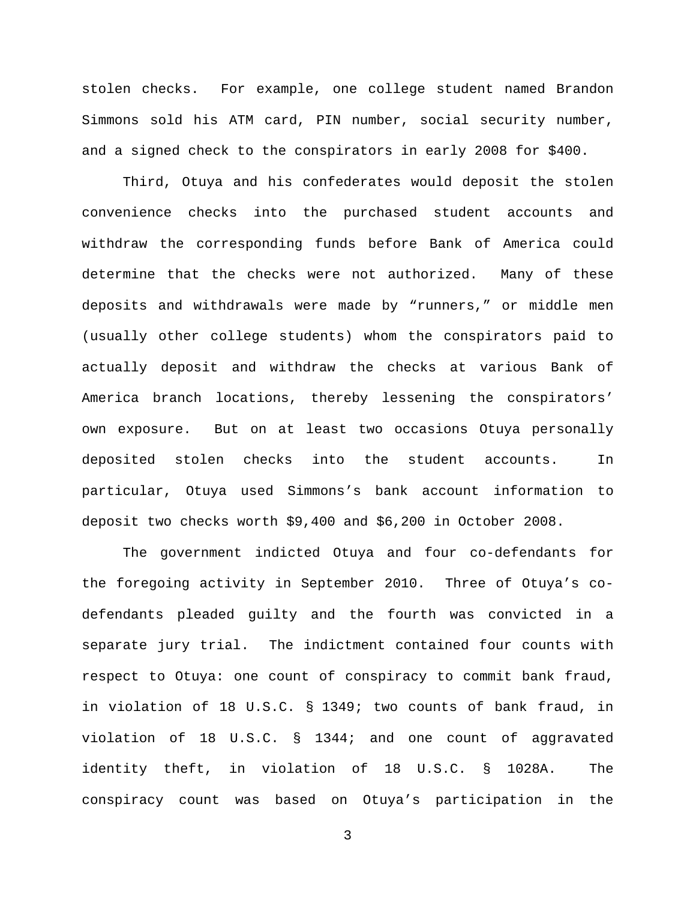stolen checks. For example, one college student named Brandon Simmons sold his ATM card, PIN number, social security number, and a signed check to the conspirators in early 2008 for $400.

Third, Otuya and his confederates would deposit the stolen convenience checks into the purchased student accounts and withdraw the corresponding funds before Bank of America could determine that the checks were not authorized. Many of these deposits and withdrawals were made by "runners," or middle men (usually other college students) whom the conspirators paid to actually deposit and withdraw the checks at various Bank of America branch locations, thereby lessening the conspirators' own exposure. But on at least two occasions Otuya personally deposited stolen checks into the student accounts. In particular, Otuya used Simmons's bank account information to deposit two checks worth $9,400 and $6,200 in October 2008.

The government indicted Otuya and four co-defendants for the foregoing activity in September 2010. Three of Otuya's co-defendants pleaded guilty and the fourth was convicted in a separate jury trial. The indictment contained four counts with respect to Otuya: one count of conspiracy to commit bank fraud, in violation of 18 U.S.C. § 1349; two counts of bank fraud, in violation of 18 U.S.C. § 1344; and one count of aggravated identity theft, in violation of 18 U.S.C. § 1028A. The conspiracy count was based on Otuya's participation in the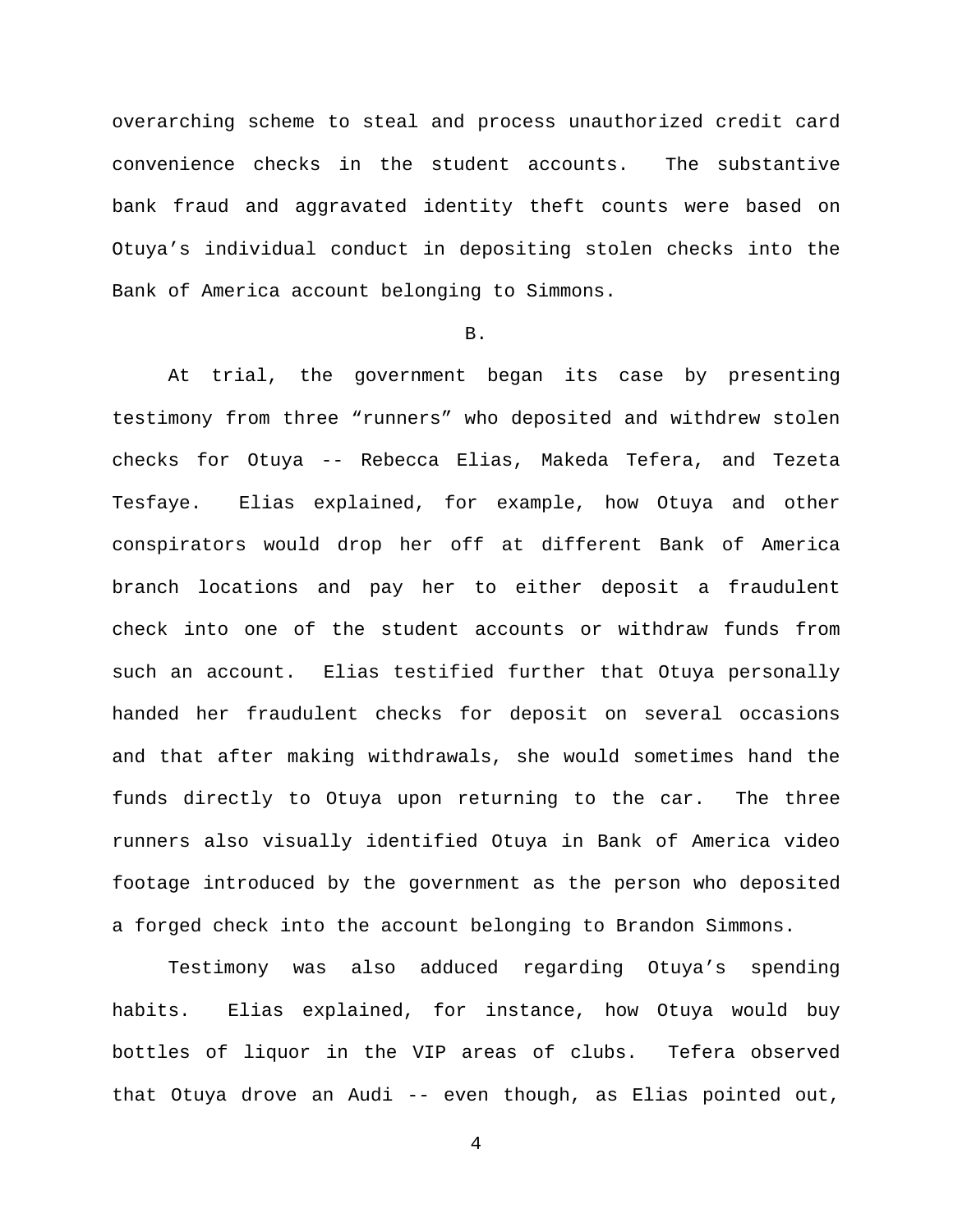overarching scheme to steal and process unauthorized credit card convenience checks in the student accounts. The substantive bank fraud and aggravated identity theft counts were based on Otuya's individual conduct in depositing stolen checks into the Bank of America account belonging to Simmons.

B.

At trial, the government began its case by presenting testimony from three "runners" who deposited and withdrew stolen checks for Otuya -- Rebecca Elias, Makeda Tefera, and Tezeta Tesfaye. Elias explained, for example, how Otuya and other conspirators would drop her off at different Bank of America branch locations and pay her to either deposit a fraudulent check into one of the student accounts or withdraw funds from such an account. Elias testified further that Otuya personally handed her fraudulent checks for deposit on several occasions and that after making withdrawals, she would sometimes hand the funds directly to Otuya upon returning to the car. The three runners also visually identified Otuya in Bank of America video footage introduced by the government as the person who deposited a forged check into the account belonging to Brandon Simmons.

Testimony was also adduced regarding Otuya's spending habits. Elias explained, for instance, how Otuya would buy bottles of liquor in the VIP areas of clubs. Tefera observed that Otuya drove an Audi -- even though, as Elias pointed out,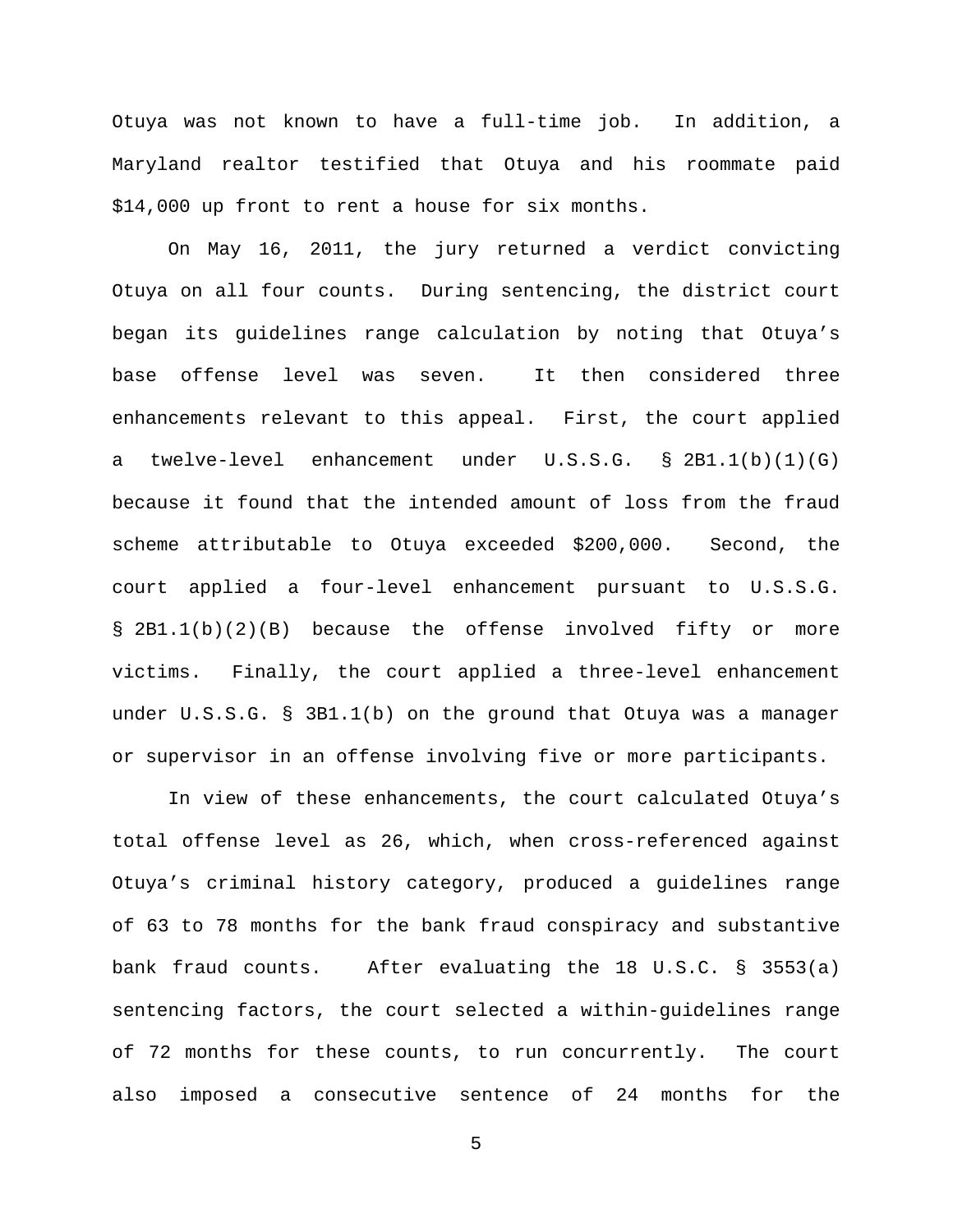Otuya was not known to have a full-time job. In addition, a Maryland realtor testified that Otuya and his roommate paid $14,000 up front to rent a house for six months.

On May 16, 2011, the jury returned a verdict convicting Otuya on all four counts. During sentencing, the district court began its guidelines range calculation by noting that Otuya's base offense level was seven. It then considered three enhancements relevant to this appeal. First, the court applied a twelve-level enhancement under U.S.S.G. § 2B1.1(b)(1)(G) because it found that the intended amount of loss from the fraud scheme attributable to Otuya exceeded $200,000. Second, the court applied a four-level enhancement pursuant to U.S.S.G. § 2B1.1(b)(2)(B) because the offense involved fifty or more victims. Finally, the court applied a three-level enhancement under U.S.S.G. § 3B1.1(b) on the ground that Otuya was a manager or supervisor in an offense involving five or more participants.

In view of these enhancements, the court calculated Otuya's total offense level as 26, which, when cross-referenced against Otuya's criminal history category, produced a guidelines range of 63 to 78 months for the bank fraud conspiracy and substantive bank fraud counts. After evaluating the 18 U.S.C. § 3553(a) sentencing factors, the court selected a within-guidelines range of 72 months for these counts, to run concurrently. The court also imposed a consecutive sentence of 24 months for the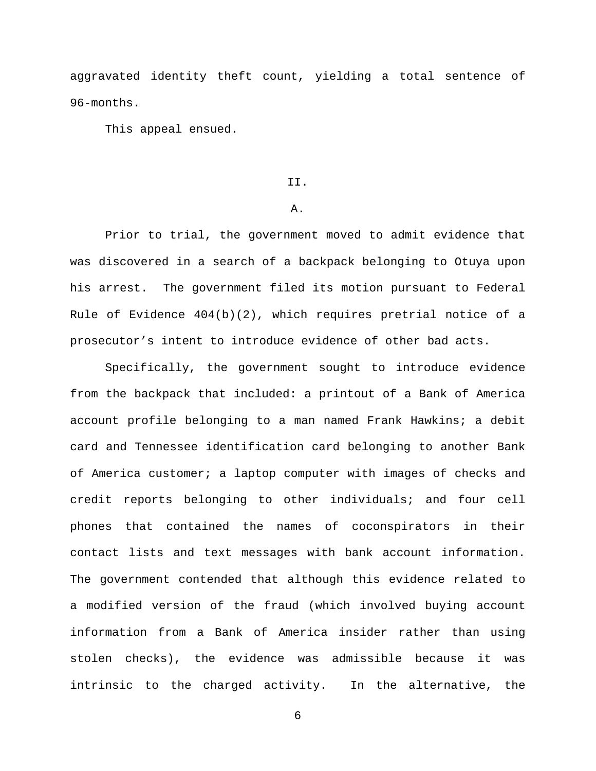aggravated identity theft count, yielding a total sentence of 96-months.

This appeal ensued.

## II.

### A.

Prior to trial, the government moved to admit evidence that was discovered in a search of a backpack belonging to Otuya upon his arrest. The government filed its motion pursuant to Federal Rule of Evidence 404(b)(2), which requires pretrial notice of a prosecutor's intent to introduce evidence of other bad acts.

Specifically, the government sought to introduce evidence from the backpack that included: a printout of a Bank of America account profile belonging to a man named Frank Hawkins; a debit card and Tennessee identification card belonging to another Bank of America customer; a laptop computer with images of checks and credit reports belonging to other individuals; and four cell phones that contained the names of coconspirators in their contact lists and text messages with bank account information. The government contended that although this evidence related to a modified version of the fraud (which involved buying account information from a Bank of America insider rather than using stolen checks), the evidence was admissible because it was intrinsic to the charged activity. In the alternative, the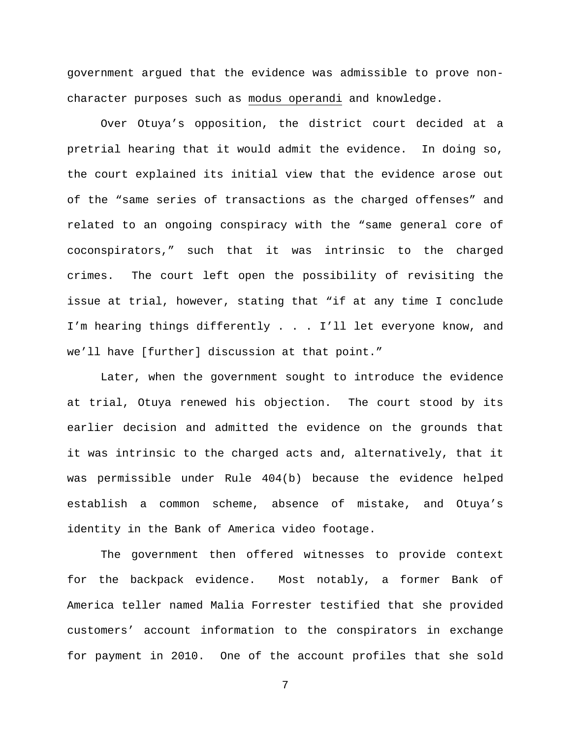government argued that the evidence was admissible to prove non-character purposes such as modus operandi and knowledge.

Over Otuya's opposition, the district court decided at a pretrial hearing that it would admit the evidence. In doing so, the court explained its initial view that the evidence arose out of the "same series of transactions as the charged offenses" and related to an ongoing conspiracy with the "same general core of coconspirators," such that it was intrinsic to the charged crimes. The court left open the possibility of revisiting the issue at trial, however, stating that "if at any time I conclude I'm hearing things differently . . . I'll let everyone know, and we'll have [further] discussion at that point."

Later, when the government sought to introduce the evidence at trial, Otuya renewed his objection. The court stood by its earlier decision and admitted the evidence on the grounds that it was intrinsic to the charged acts and, alternatively, that it was permissible under Rule 404(b) because the evidence helped establish a common scheme, absence of mistake, and Otuya's identity in the Bank of America video footage.

The government then offered witnesses to provide context for the backpack evidence. Most notably, a former Bank of America teller named Malia Forrester testified that she provided customers' account information to the conspirators in exchange for payment in 2010. One of the account profiles that she sold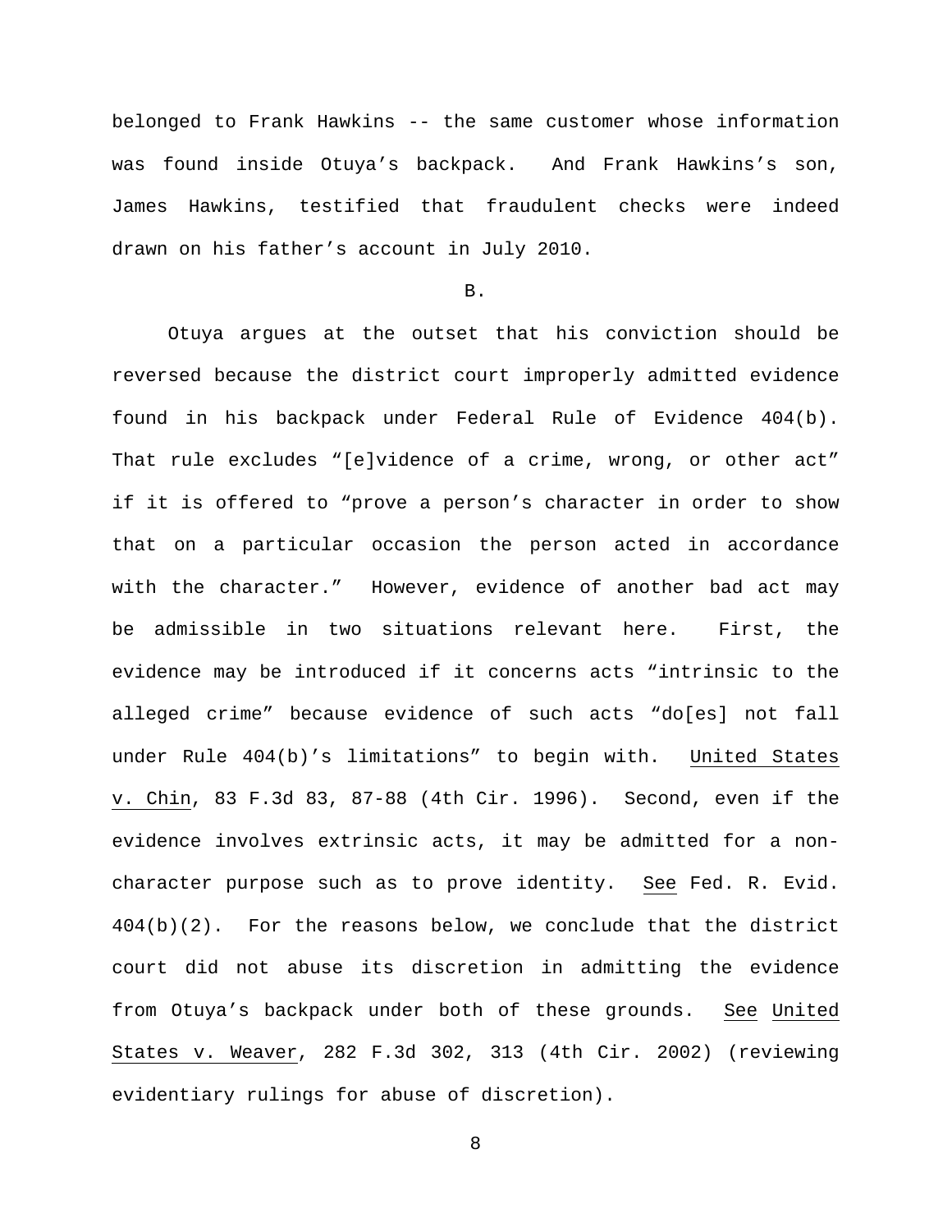belonged to Frank Hawkins -- the same customer whose information was found inside Otuya's backpack. And Frank Hawkins's son, James Hawkins, testified that fraudulent checks were indeed drawn on his father's account in July 2010.

B.

Otuya argues at the outset that his conviction should be reversed because the district court improperly admitted evidence found in his backpack under Federal Rule of Evidence 404(b). That rule excludes "[e]vidence of a crime, wrong, or other act" if it is offered to "prove a person's character in order to show that on a particular occasion the person acted in accordance with the character." However, evidence of another bad act may be admissible in two situations relevant here. First, the evidence may be introduced if it concerns acts "intrinsic to the alleged crime" because evidence of such acts "do[es] not fall under Rule 404(b)'s limitations" to begin with. United States v. Chin, 83 F.3d 83, 87-88 (4th Cir. 1996). Second, even if the evidence involves extrinsic acts, it may be admitted for a non-character purpose such as to prove identity. See Fed. R. Evid. 404(b)(2). For the reasons below, we conclude that the district court did not abuse its discretion in admitting the evidence from Otuya's backpack under both of these grounds. See United States v. Weaver, 282 F.3d 302, 313 (4th Cir. 2002) (reviewing evidentiary rulings for abuse of discretion).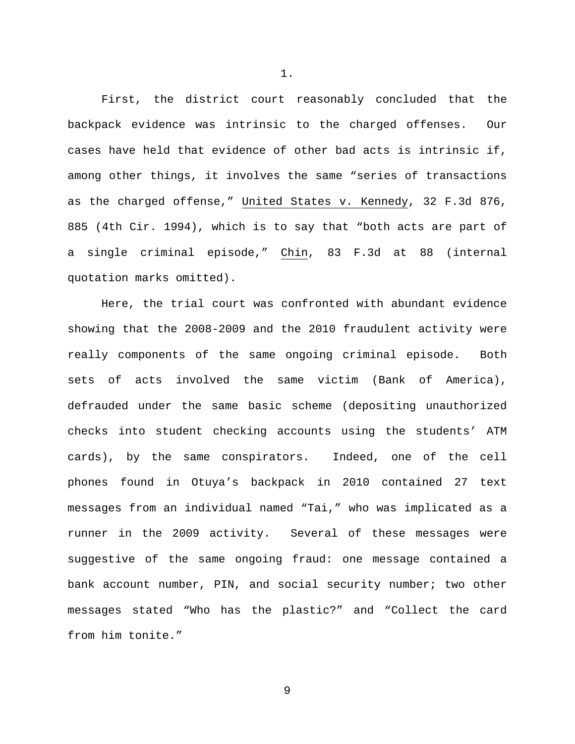1.

First, the district court reasonably concluded that the backpack evidence was intrinsic to the charged offenses. Our cases have held that evidence of other bad acts is intrinsic if, among other things, it involves the same "series of transactions as the charged offense," United States v. Kennedy, 32 F.3d 876, 885 (4th Cir. 1994), which is to say that "both acts are part of a single criminal episode," Chin, 83 F.3d at 88 (internal quotation marks omitted).

Here, the trial court was confronted with abundant evidence showing that the 2008-2009 and the 2010 fraudulent activity were really components of the same ongoing criminal episode. Both sets of acts involved the same victim (Bank of America), defrauded under the same basic scheme (depositing unauthorized checks into student checking accounts using the students' ATM cards), by the same conspirators. Indeed, one of the cell phones found in Otuya's backpack in 2010 contained 27 text messages from an individual named "Tai," who was implicated as a runner in the 2009 activity. Several of these messages were suggestive of the same ongoing fraud: one message contained a bank account number, PIN, and social security number; two other messages stated "Who has the plastic?" and "Collect the card from him tonite."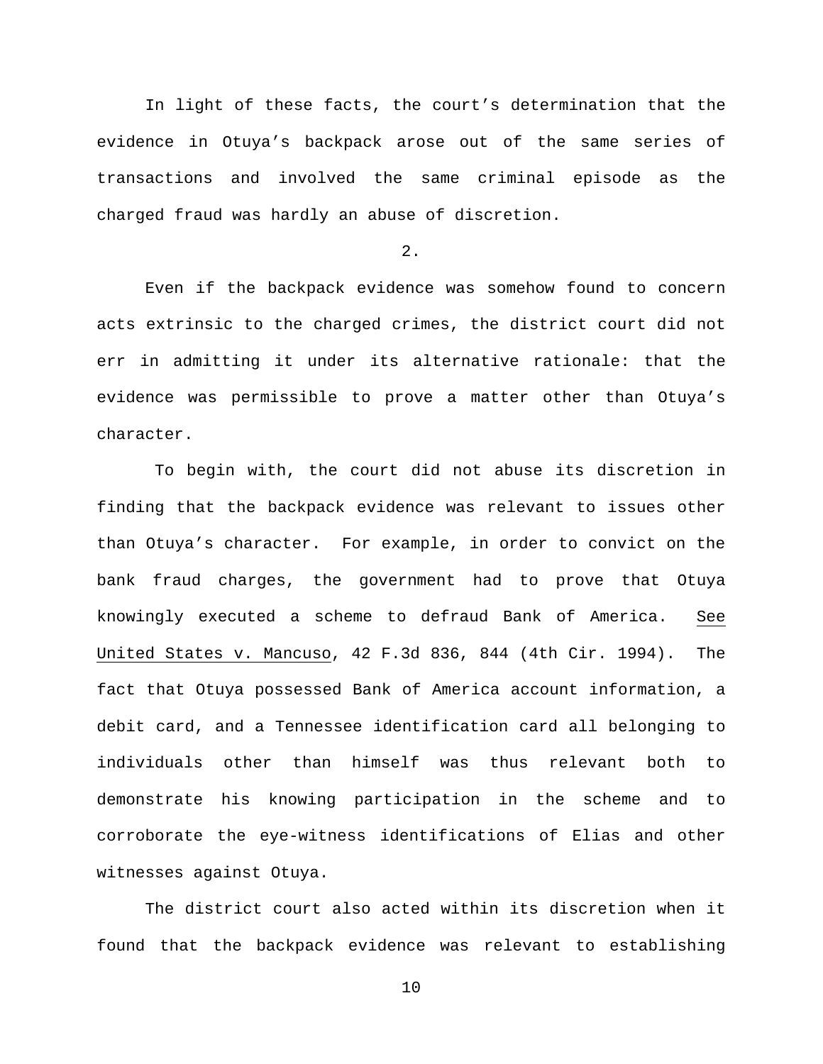In light of these facts, the court's determination that the evidence in Otuya's backpack arose out of the same series of transactions and involved the same criminal episode as the charged fraud was hardly an abuse of discretion.

2.

Even if the backpack evidence was somehow found to concern acts extrinsic to the charged crimes, the district court did not err in admitting it under its alternative rationale: that the evidence was permissible to prove a matter other than Otuya's character.

To begin with, the court did not abuse its discretion in finding that the backpack evidence was relevant to issues other than Otuya's character. For example, in order to convict on the bank fraud charges, the government had to prove that Otuya knowingly executed a scheme to defraud Bank of America. See United States v. Mancuso, 42 F.3d 836, 844 (4th Cir. 1994). The fact that Otuya possessed Bank of America account information, a debit card, and a Tennessee identification card all belonging to individuals other than himself was thus relevant both to demonstrate his knowing participation in the scheme and to corroborate the eye-witness identifications of Elias and other witnesses against Otuya.

The district court also acted within its discretion when it found that the backpack evidence was relevant to establishing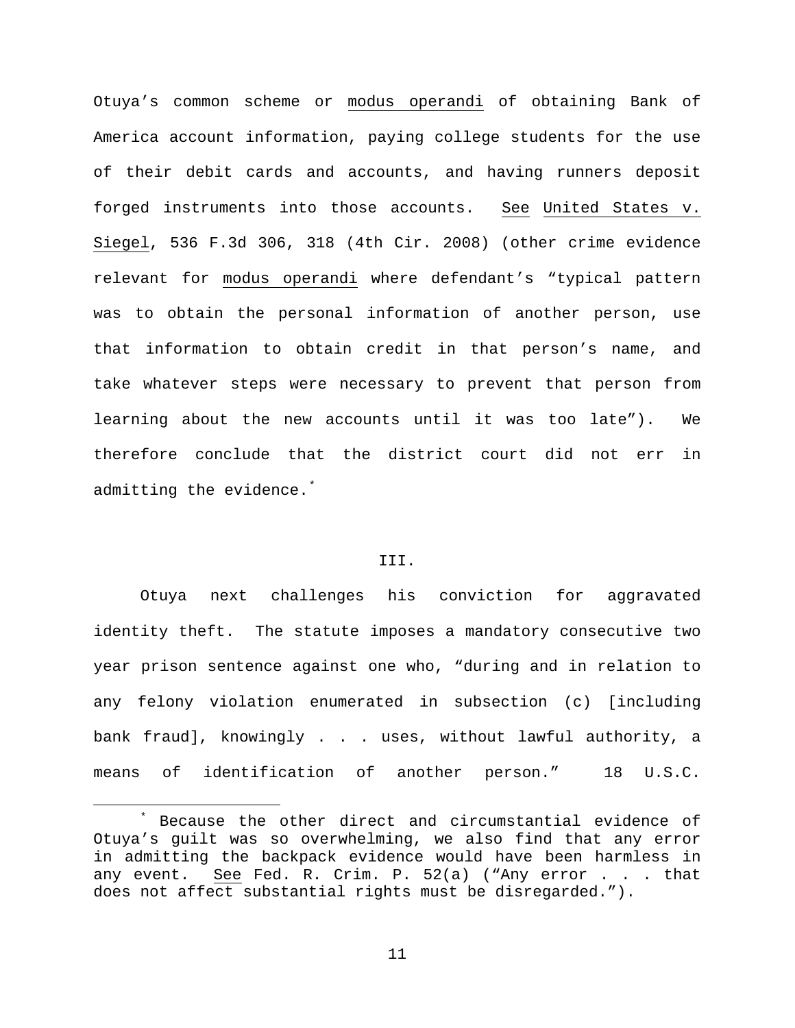Otuya's common scheme or modus operandi of obtaining Bank of America account information, paying college students for the use of their debit cards and accounts, and having runners deposit forged instruments into those accounts. See United States v. Siegel, 536 F.3d 306, 318 (4th Cir. 2008) (other crime evidence relevant for modus operandi where defendant's "typical pattern was to obtain the personal information of another person, use that information to obtain credit in that person's name, and take whatever steps were necessary to prevent that person from learning about the new accounts until it was too late"). We therefore conclude that the district court did not err in admitting the evidence.*

## III.

Otuya next challenges his conviction for aggravated identity theft. The statute imposes a mandatory consecutive two year prison sentence against one who, "during and in relation to any felony violation enumerated in subsection (c) [including bank fraud], knowingly . . . uses, without lawful authority, a means of identification of another person." 18 U.S.C.

---

* Because the other direct and circumstantial evidence of Otuya's guilt was so overwhelming, we also find that any error in admitting the backpack evidence would have been harmless in any event. See Fed. R. Crim. P. 52(a) ("Any error . . . that does not affect substantial rights must be disregarded.").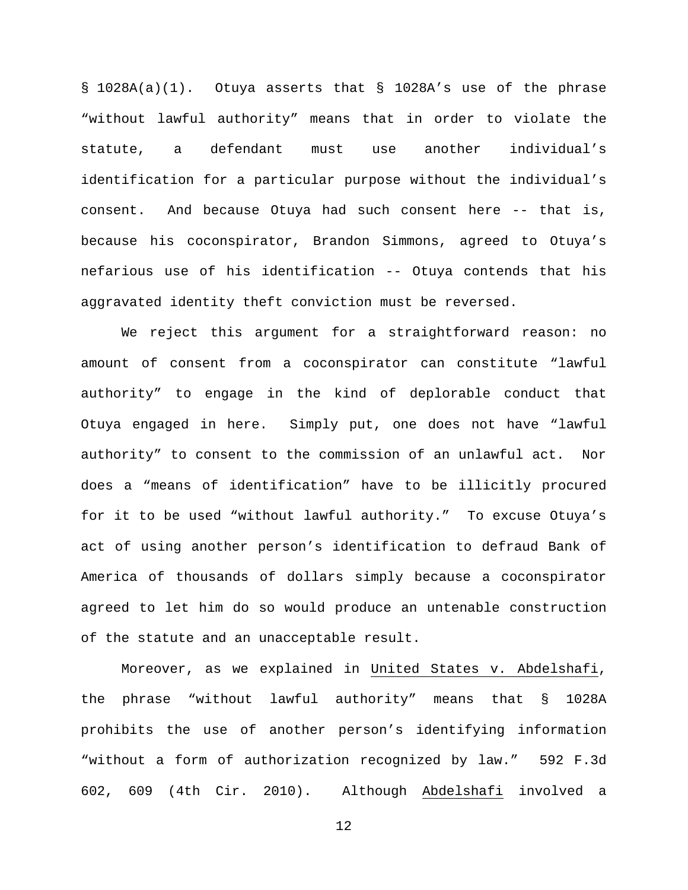§ 1028A(a)(1). Otuya asserts that § 1028A's use of the phrase "without lawful authority" means that in order to violate the statute, a defendant must use another individual's identification for a particular purpose without the individual's consent. And because Otuya had such consent here -- that is, because his coconspirator, Brandon Simmons, agreed to Otuya's nefarious use of his identification -- Otuya contends that his aggravated identity theft conviction must be reversed.

We reject this argument for a straightforward reason: no amount of consent from a coconspirator can constitute "lawful authority" to engage in the kind of deplorable conduct that Otuya engaged in here. Simply put, one does not have "lawful authority" to consent to the commission of an unlawful act. Nor does a "means of identification" have to be illicitly procured for it to be used "without lawful authority." To excuse Otuya's act of using another person's identification to defraud Bank of America of thousands of dollars simply because a coconspirator agreed to let him do so would produce an untenable construction of the statute and an unacceptable result.

Moreover, as we explained in United States v. Abdelshafi, the phrase "without lawful authority" means that § 1028A prohibits the use of another person's identifying information "without a form of authorization recognized by law." 592 F.3d 602, 609 (4th Cir. 2010). Although Abdelshafi involved a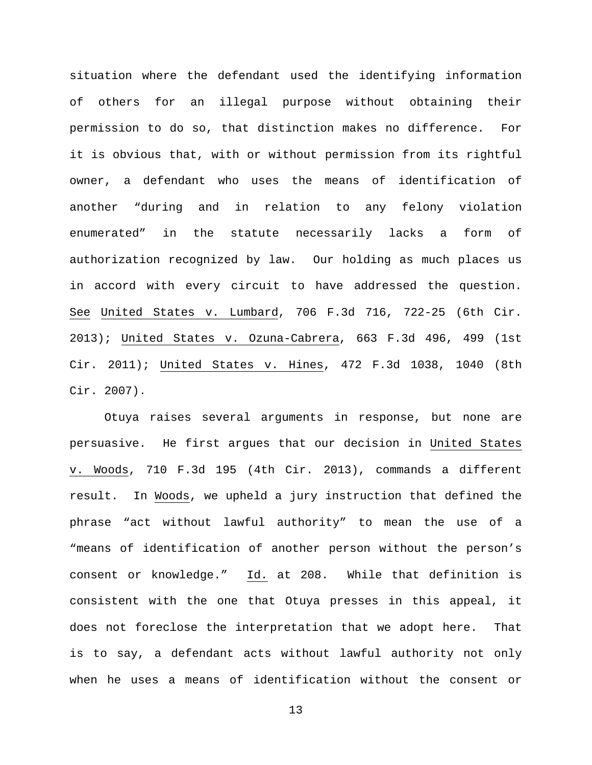situation where the defendant used the identifying information of others for an illegal purpose without obtaining their permission to do so, that distinction makes no difference. For it is obvious that, with or without permission from its rightful owner, a defendant who uses the means of identification of another "during and in relation to any felony violation enumerated" in the statute necessarily lacks a form of authorization recognized by law. Our holding as much places us in accord with every circuit to have addressed the question. See United States v. Lumbard, 706 F.3d 716, 722-25 (6th Cir. 2013); United States v. Ozuna-Cabrera, 663 F.3d 496, 499 (1st Cir. 2011); United States v. Hines, 472 F.3d 1038, 1040 (8th Cir. 2007).

Otuya raises several arguments in response, but none are persuasive. He first argues that our decision in United States v. Woods, 710 F.3d 195 (4th Cir. 2013), commands a different result. In Woods, we upheld a jury instruction that defined the phrase "act without lawful authority" to mean the use of a "means of identification of another person without the person's consent or knowledge." Id. at 208. While that definition is consistent with the one that Otuya presses in this appeal, it does not foreclose the interpretation that we adopt here. That is to say, a defendant acts without lawful authority not only when he uses a means of identification without the consent or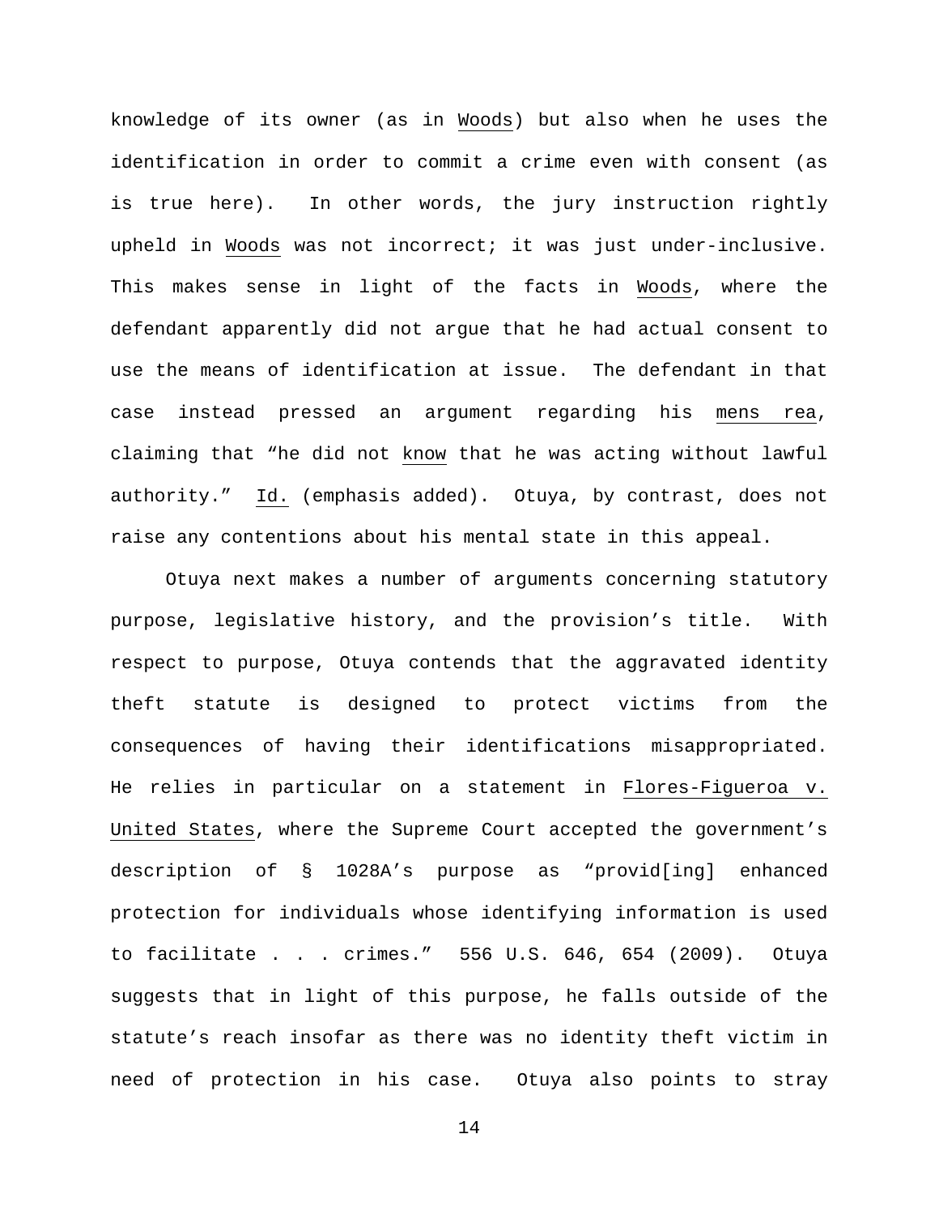knowledge of its owner (as in _Woods_) but also when he uses the identification in order to commit a crime even with consent (as is true here). In other words, the jury instruction rightly upheld in _Woods_ was not incorrect; it was just under-inclusive. This makes sense in light of the facts in _Woods_, where the defendant apparently did not argue that he had actual consent to use the means of identification at issue. The defendant in that case instead pressed an argument regarding his _mens rea_, claiming that "he did not _know_ that he was acting without lawful authority." _Id._ (emphasis added). Otuya, by contrast, does not raise any contentions about his mental state in this appeal.

Otuya next makes a number of arguments concerning statutory purpose, legislative history, and the provision's title. With respect to purpose, Otuya contends that the aggravated identity theft statute is designed to protect victims from the consequences of having their identifications misappropriated. He relies in particular on a statement in _Flores-Figueroa v. United States_, where the Supreme Court accepted the government's description of § 1028A's purpose as "provid[ing] enhanced protection for individuals whose identifying information is used to facilitate . . . crimes." 556 U.S. 646, 654 (2009). Otuya suggests that in light of this purpose, he falls outside of the statute's reach insofar as there was no identity theft victim in need of protection in his case. Otuya also points to stray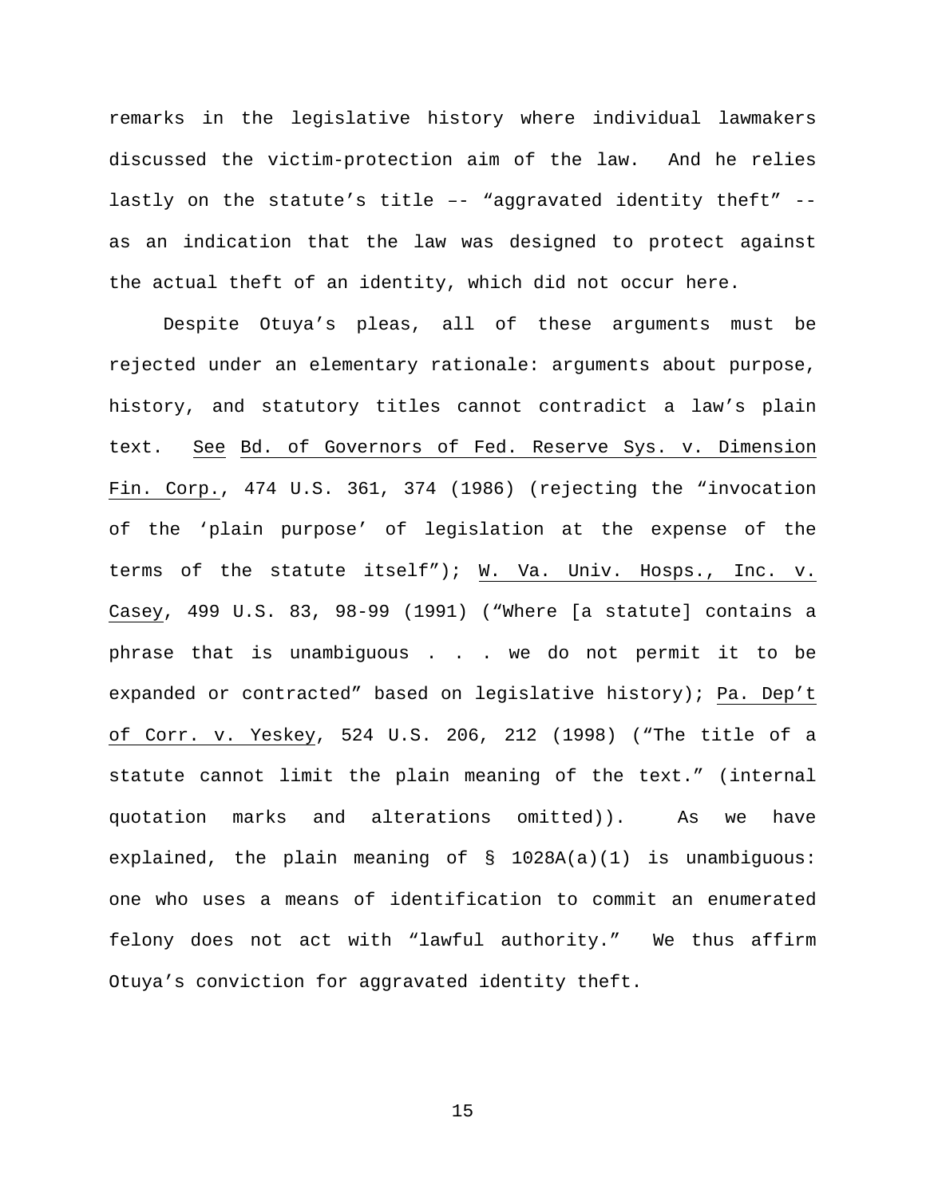remarks in the legislative history where individual lawmakers discussed the victim-protection aim of the law. And he relies lastly on the statute's title –– "aggravated identity theft" -- as an indication that the law was designed to protect against the actual theft of an identity, which did not occur here.

Despite Otuya's pleas, all of these arguments must be rejected under an elementary rationale: arguments about purpose, history, and statutory titles cannot contradict a law's plain text. See Bd. of Governors of Fed. Reserve Sys. v. Dimension Fin. Corp., 474 U.S. 361, 374 (1986) (rejecting the "invocation of the 'plain purpose' of legislation at the expense of the terms of the statute itself"); W. Va. Univ. Hosps., Inc. v. Casey, 499 U.S. 83, 98-99 (1991) ("Where [a statute] contains a phrase that is unambiguous . . . we do not permit it to be expanded or contracted" based on legislative history); Pa. Dep't of Corr. v. Yeskey, 524 U.S. 206, 212 (1998) ("The title of a statute cannot limit the plain meaning of the text." (internal quotation marks and alterations omitted)). As we have explained, the plain meaning of § 1028A(a)(1) is unambiguous: one who uses a means of identification to commit an enumerated felony does not act with "lawful authority." We thus affirm Otuya's conviction for aggravated identity theft.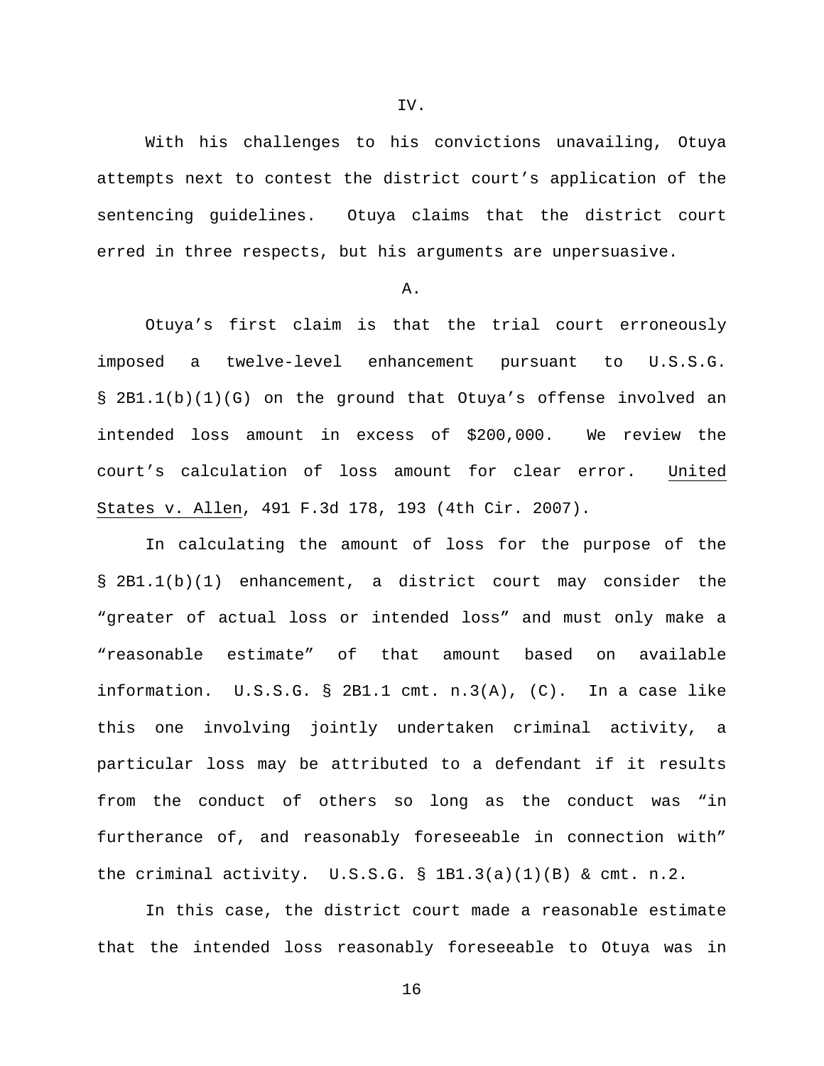## IV.

With his challenges to his convictions unavailing, Otuya attempts next to contest the district court's application of the sentencing guidelines. Otuya claims that the district court erred in three respects, but his arguments are unpersuasive.

### A.

Otuya's first claim is that the trial court erroneously imposed a twelve-level enhancement pursuant to U.S.S.G. § 2B1.1(b)(1)(G) on the ground that Otuya's offense involved an intended loss amount in excess of $200,000. We review the court's calculation of loss amount for clear error. United States v. Allen, 491 F.3d 178, 193 (4th Cir. 2007).

In calculating the amount of loss for the purpose of the § 2B1.1(b)(1) enhancement, a district court may consider the "greater of actual loss or intended loss" and must only make a "reasonable estimate" of that amount based on available information. U.S.S.G. § 2B1.1 cmt. n.3(A), (C). In a case like this one involving jointly undertaken criminal activity, a particular loss may be attributed to a defendant if it results from the conduct of others so long as the conduct was "in furtherance of, and reasonably foreseeable in connection with" the criminal activity. U.S.S.G. § 1B1.3(a)(1)(B) & cmt. n.2.

In this case, the district court made a reasonable estimate that the intended loss reasonably foreseeable to Otuya was in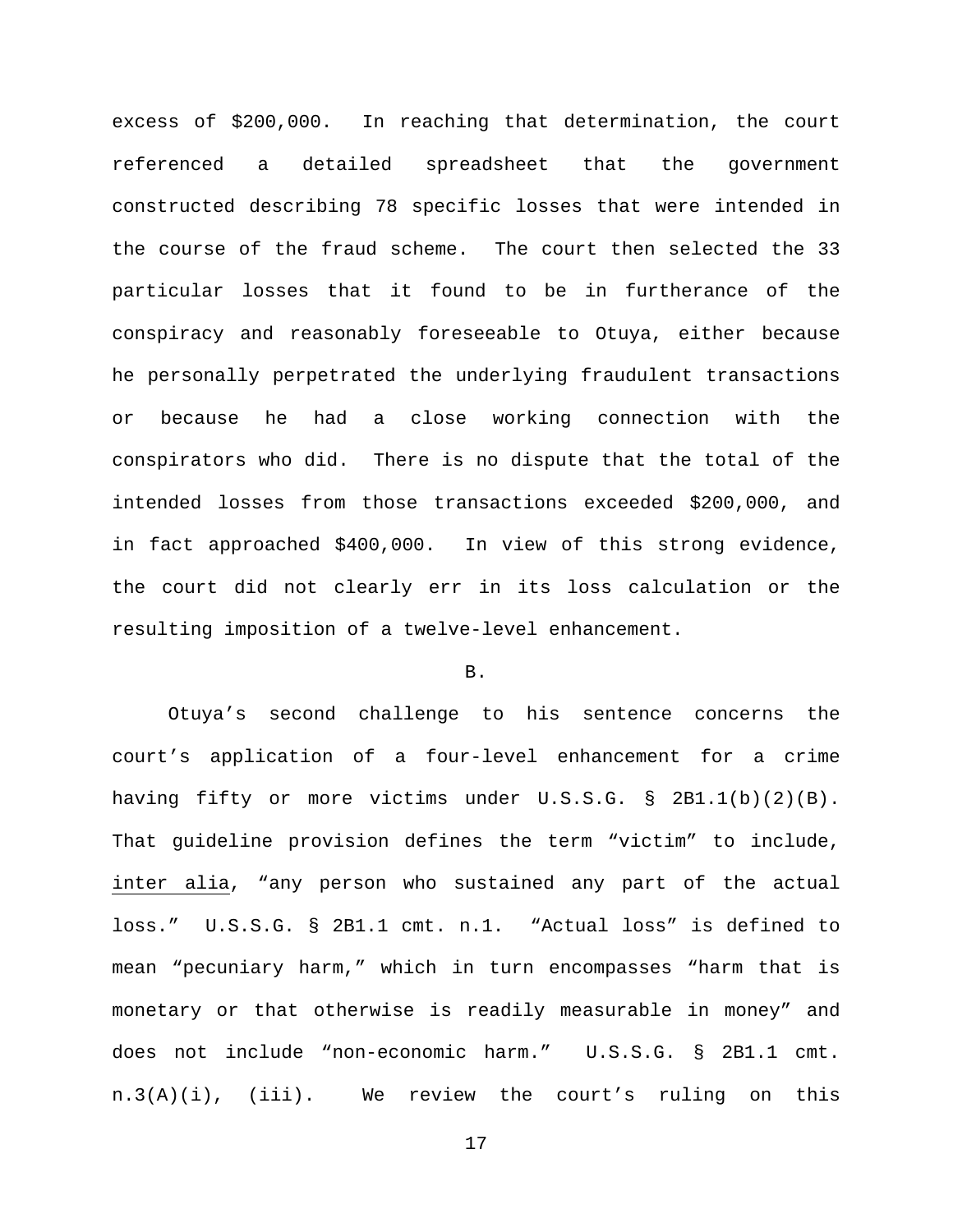excess of $200,000. In reaching that determination, the court referenced a detailed spreadsheet that the government constructed describing 78 specific losses that were intended in the course of the fraud scheme. The court then selected the 33 particular losses that it found to be in furtherance of the conspiracy and reasonably foreseeable to Otuya, either because he personally perpetrated the underlying fraudulent transactions or because he had a close working connection with the conspirators who did. There is no dispute that the total of the intended losses from those transactions exceeded $200,000, and in fact approached $400,000. In view of this strong evidence, the court did not clearly err in its loss calculation or the resulting imposition of a twelve-level enhancement.

B.

Otuya's second challenge to his sentence concerns the court's application of a four-level enhancement for a crime having fifty or more victims under U.S.S.G. § 2B1.1(b)(2)(B). That guideline provision defines the term "victim" to include, _inter alia_, "any person who sustained any part of the actual loss." U.S.S.G. § 2B1.1 cmt. n.1. "Actual loss" is defined to mean "pecuniary harm," which in turn encompasses "harm that is monetary or that otherwise is readily measurable in money" and does not include "non-economic harm." U.S.S.G. § 2B1.1 cmt. n.3(A)(i), (iii). We review the court's ruling on this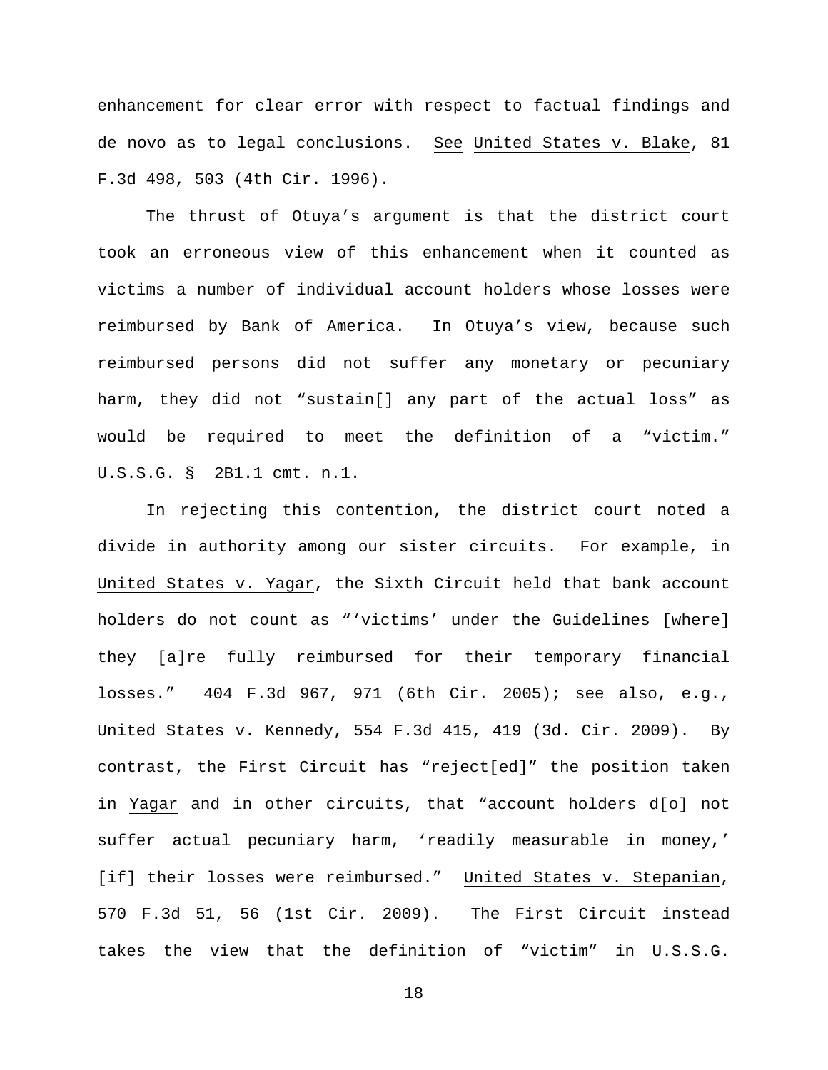enhancement for clear error with respect to factual findings and de novo as to legal conclusions. See United States v. Blake, 81 F.3d 498, 503 (4th Cir. 1996).

The thrust of Otuya's argument is that the district court took an erroneous view of this enhancement when it counted as victims a number of individual account holders whose losses were reimbursed by Bank of America. In Otuya's view, because such reimbursed persons did not suffer any monetary or pecuniary harm, they did not "sustain[] any part of the actual loss" as would be required to meet the definition of a "victim." U.S.S.G. § 2B1.1 cmt. n.1.

In rejecting this contention, the district court noted a divide in authority among our sister circuits. For example, in United States v. Yagar, the Sixth Circuit held that bank account holders do not count as "'victims' under the Guidelines [where] they [a]re fully reimbursed for their temporary financial losses." 404 F.3d 967, 971 (6th Cir. 2005); see also, e.g., United States v. Kennedy, 554 F.3d 415, 419 (3d. Cir. 2009). By contrast, the First Circuit has "reject[ed]" the position taken in Yagar and in other circuits, that "account holders d[o] not suffer actual pecuniary harm, 'readily measurable in money,' [if] their losses were reimbursed." United States v. Stepanian, 570 F.3d 51, 56 (1st Cir. 2009). The First Circuit instead takes the view that the definition of "victim" in U.S.S.G.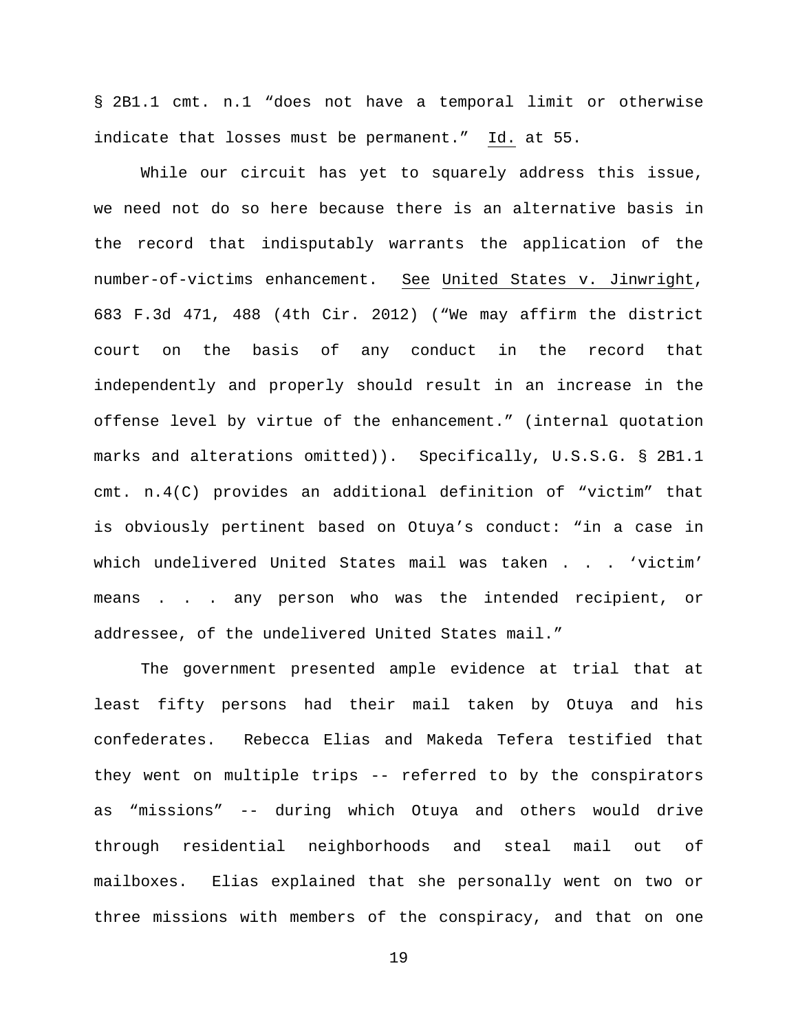§ 2B1.1 cmt. n.1 "does not have a temporal limit or otherwise indicate that losses must be permanent." Id. at 55.

While our circuit has yet to squarely address this issue, we need not do so here because there is an alternative basis in the record that indisputably warrants the application of the number-of-victims enhancement. See United States v. Jinwright, 683 F.3d 471, 488 (4th Cir. 2012) ("We may affirm the district court on the basis of any conduct in the record that independently and properly should result in an increase in the offense level by virtue of the enhancement." (internal quotation marks and alterations omitted)). Specifically, U.S.S.G. § 2B1.1 cmt. n.4(C) provides an additional definition of "victim" that is obviously pertinent based on Otuya's conduct: "in a case in which undelivered United States mail was taken . . . 'victim' means . . . any person who was the intended recipient, or addressee, of the undelivered United States mail."

The government presented ample evidence at trial that at least fifty persons had their mail taken by Otuya and his confederates. Rebecca Elias and Makeda Tefera testified that they went on multiple trips -- referred to by the conspirators as "missions" -- during which Otuya and others would drive through residential neighborhoods and steal mail out of mailboxes. Elias explained that she personally went on two or three missions with members of the conspiracy, and that on one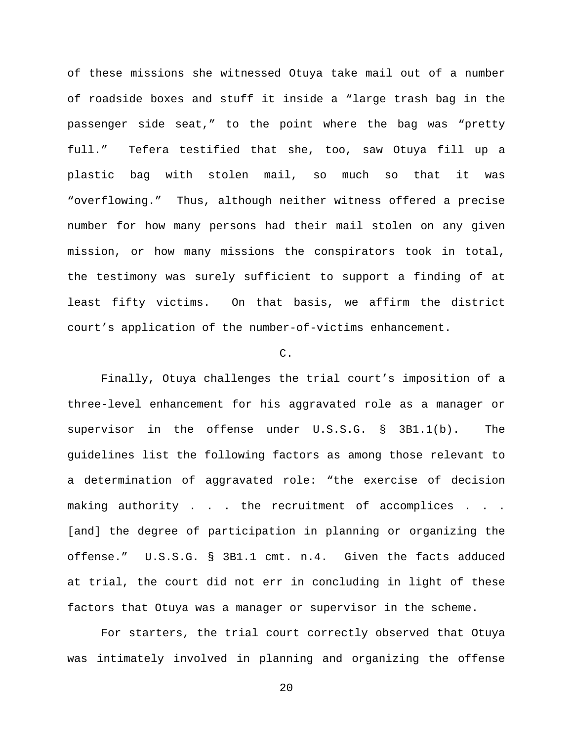of these missions she witnessed Otuya take mail out of a number of roadside boxes and stuff it inside a "large trash bag in the passenger side seat," to the point where the bag was "pretty full." Tefera testified that she, too, saw Otuya fill up a plastic bag with stolen mail, so much so that it was "overflowing." Thus, although neither witness offered a precise number for how many persons had their mail stolen on any given mission, or how many missions the conspirators took in total, the testimony was surely sufficient to support a finding of at least fifty victims. On that basis, we affirm the district court's application of the number-of-victims enhancement.

C.

Finally, Otuya challenges the trial court's imposition of a three-level enhancement for his aggravated role as a manager or supervisor in the offense under U.S.S.G. § 3B1.1(b). The guidelines list the following factors as among those relevant to a determination of aggravated role: "the exercise of decision making authority . . . the recruitment of accomplices . . . [and] the degree of participation in planning or organizing the offense." U.S.S.G. § 3B1.1 cmt. n.4. Given the facts adduced at trial, the court did not err in concluding in light of these factors that Otuya was a manager or supervisor in the scheme.

For starters, the trial court correctly observed that Otuya was intimately involved in planning and organizing the offense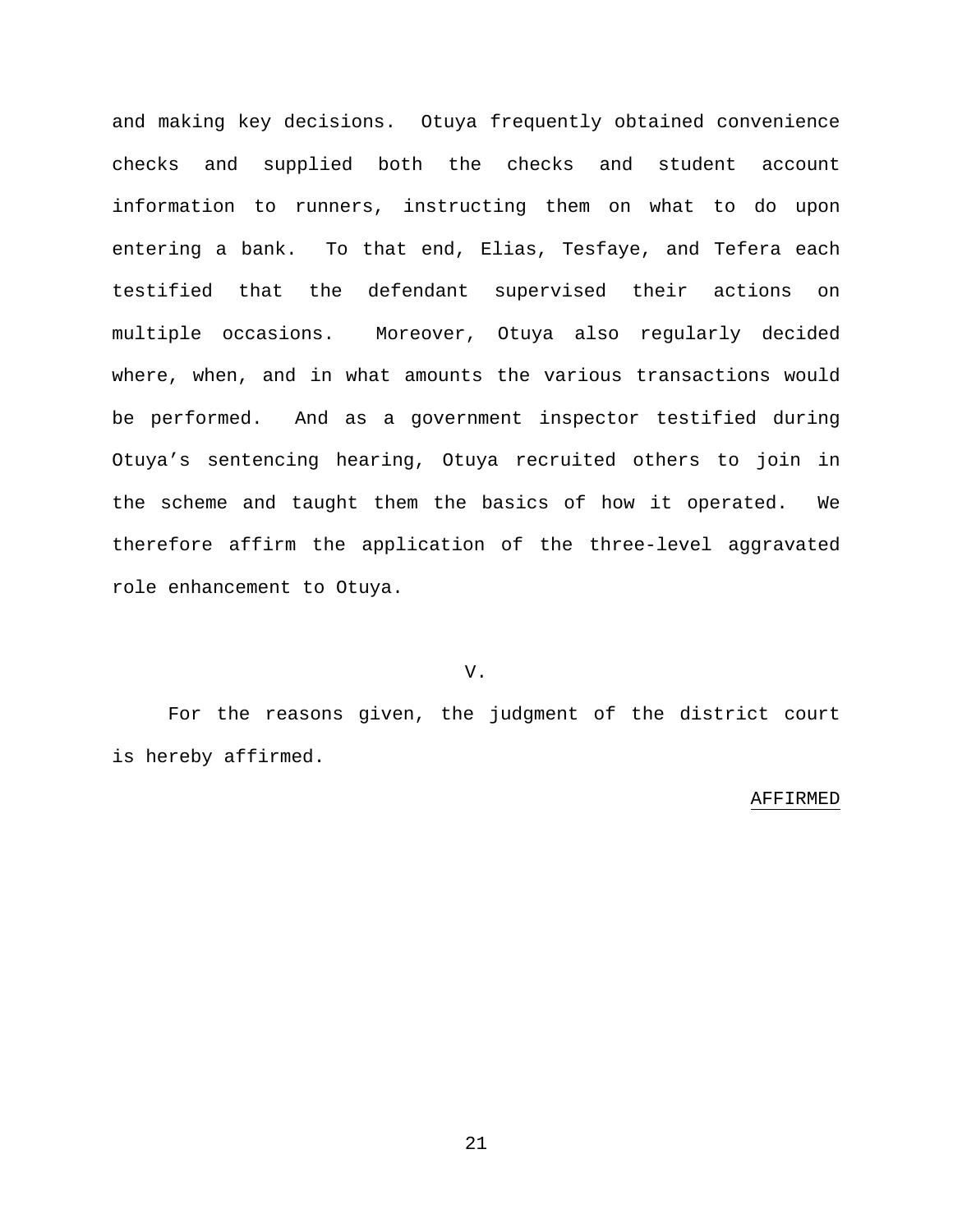and making key decisions. Otuya frequently obtained convenience checks and supplied both the checks and student account information to runners, instructing them on what to do upon entering a bank. To that end, Elias, Tesfaye, and Tefera each testified that the defendant supervised their actions on multiple occasions. Moreover, Otuya also regularly decided where, when, and in what amounts the various transactions would be performed. And as a government inspector testified during Otuya's sentencing hearing, Otuya recruited others to join in the scheme and taught them the basics of how it operated. We therefore affirm the application of the three-level aggravated role enhancement to Otuya.

V.

For the reasons given, the judgment of the district court is hereby affirmed.

AFFIRMED